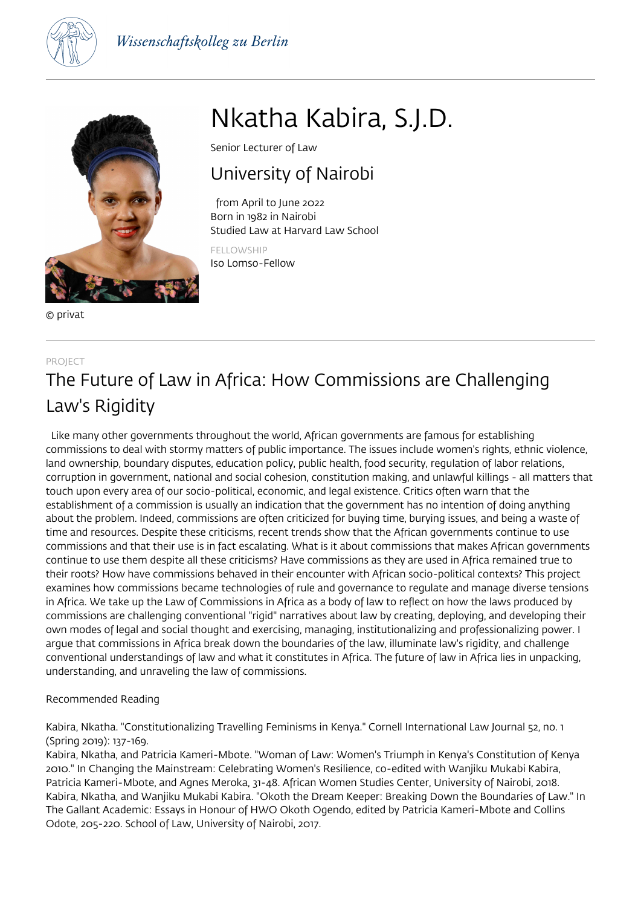*Wissenschaftskolleg zu Berlin*

# Nkatha Kabira, S.J.D.

Senior Lecturer of Law

## University of Nairobi

from April to June 2022
Born in 1982 in Nairobi
Studied Law at Harvard Law School

FELLOWSHIP
Iso Lomso-Fellow

© privat

PROJECT

## The Future of Law in Africa: How Commissions are Challenging Law's Rigidity

Like many other governments throughout the world, African governments are famous for establishing commissions to deal with stormy matters of public importance. The issues include women's rights, ethnic violence, land ownership, boundary disputes, education policy, public health, food security, regulation of labor relations, corruption in government, national and social cohesion, constitution making, and unlawful killings - all matters that touch upon every area of our socio-political, economic, and legal existence. Critics often warn that the establishment of a commission is usually an indication that the government has no intention of doing anything about the problem. Indeed, commissions are often criticized for buying time, burying issues, and being a waste of time and resources. Despite these criticisms, recent trends show that the African governments continue to use commissions and that their use is in fact escalating. What is it about commissions that makes African governments continue to use them despite all these criticisms? Have commissions as they are used in Africa remained true to their roots? How have commissions behaved in their encounter with African socio-political contexts? This project examines how commissions became technologies of rule and governance to regulate and manage diverse tensions in Africa. We take up the Law of Commissions in Africa as a body of law to reflect on how the laws produced by commissions are challenging conventional "rigid" narratives about law by creating, deploying, and developing their own modes of legal and social thought and exercising, managing, institutionalizing and professionalizing power. I argue that commissions in Africa break down the boundaries of the law, illuminate law's rigidity, and challenge conventional understandings of law and what it constitutes in Africa. The future of law in Africa lies in unpacking, understanding, and unraveling the law of commissions.

Recommended Reading

Kabira, Nkatha. "Constitutionalizing Travelling Feminisms in Kenya." Cornell International Law Journal 52, no. 1 (Spring 2019): 137-169.
Kabira, Nkatha, and Patricia Kameri-Mbote. "Woman of Law: Women's Triumph in Kenya's Constitution of Kenya 2010." In Changing the Mainstream: Celebrating Women's Resilience, co-edited with Wanjiku Mukabi Kabira, Patricia Kameri-Mbote, and Agnes Meroka, 31-48. African Women Studies Center, University of Nairobi, 2018.
Kabira, Nkatha, and Wanjiku Mukabi Kabira. "Okoth the Dream Keeper: Breaking Down the Boundaries of Law." In The Gallant Academic: Essays in Honour of HWO Okoth Ogendo, edited by Patricia Kameri-Mbote and Collins Odote, 205-220. School of Law, University of Nairobi, 2017.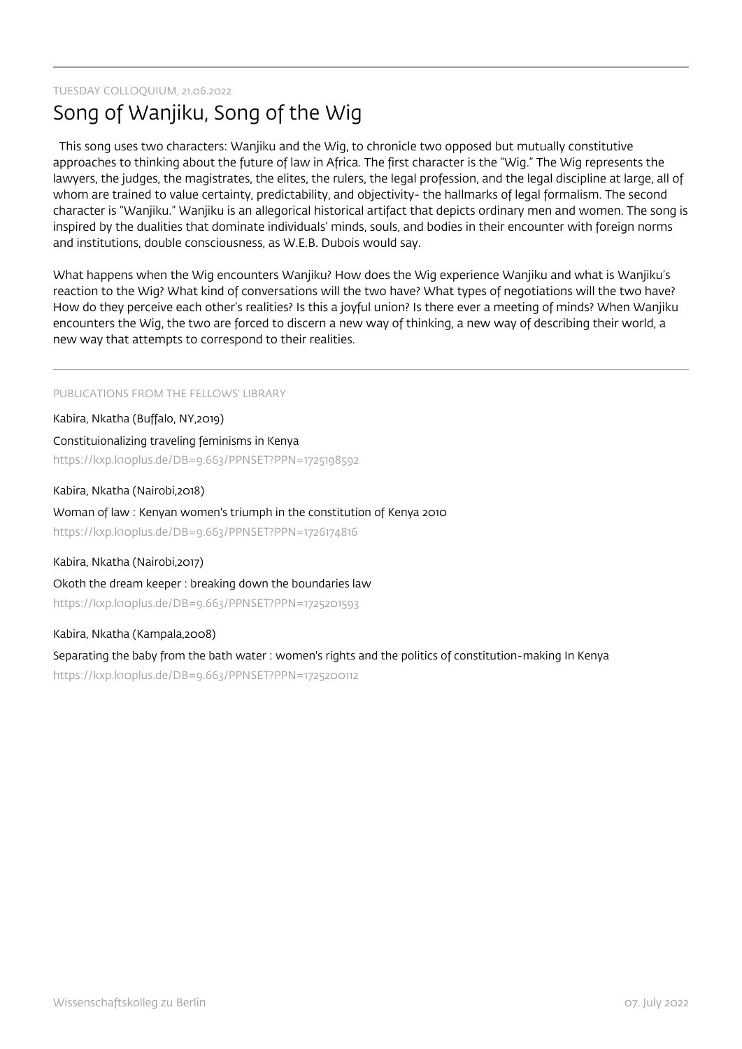TUESDAY COLLOQUIUM, 21.06.2022

# Song of Wanjiku, Song of the Wig

This song uses two characters: Wanjiku and the Wig, to chronicle two opposed but mutually constitutive approaches to thinking about the future of law in Africa. The first character is the "Wig." The Wig represents the lawyers, the judges, the magistrates, the elites, the rulers, the legal profession, and the legal discipline at large, all of whom are trained to value certainty, predictability, and objectivity- the hallmarks of legal formalism. The second character is "Wanjiku." Wanjiku is an allegorical historical artifact that depicts ordinary men and women. The song is inspired by the dualities that dominate individuals' minds, souls, and bodies in their encounter with foreign norms and institutions, double consciousness, as W.E.B. Dubois would say.

What happens when the Wig encounters Wanjiku? How does the Wig experience Wanjiku and what is Wanjiku's reaction to the Wig? What kind of conversations will the two have? What types of negotiations will the two have? How do they perceive each other's realities? Is this a joyful union? Is there ever a meeting of minds? When Wanjiku encounters the Wig, the two are forced to discern a new way of thinking, a new way of describing their world, a new way that attempts to correspond to their realities.

PUBLICATIONS FROM THE FELLOWS' LIBRARY

Kabira, Nkatha (Buffalo, NY,2019)

Constituionalizing traveling feminisms in Kenya

https://kxp.k10plus.de/DB=9.663/PPNSET?PPN=1725198592

Kabira, Nkatha (Nairobi,2018)

Woman of law : Kenyan women's triumph in the constitution of Kenya 2010

https://kxp.k10plus.de/DB=9.663/PPNSET?PPN=1726174816

Kabira, Nkatha (Nairobi,2017)

Okoth the dream keeper : breaking down the boundaries law

https://kxp.k10plus.de/DB=9.663/PPNSET?PPN=1725201593

Kabira, Nkatha (Kampala,2008)

Separating the baby from the bath water : women's rights and the politics of constitution-making In Kenya

https://kxp.k10plus.de/DB=9.663/PPNSET?PPN=1725200112